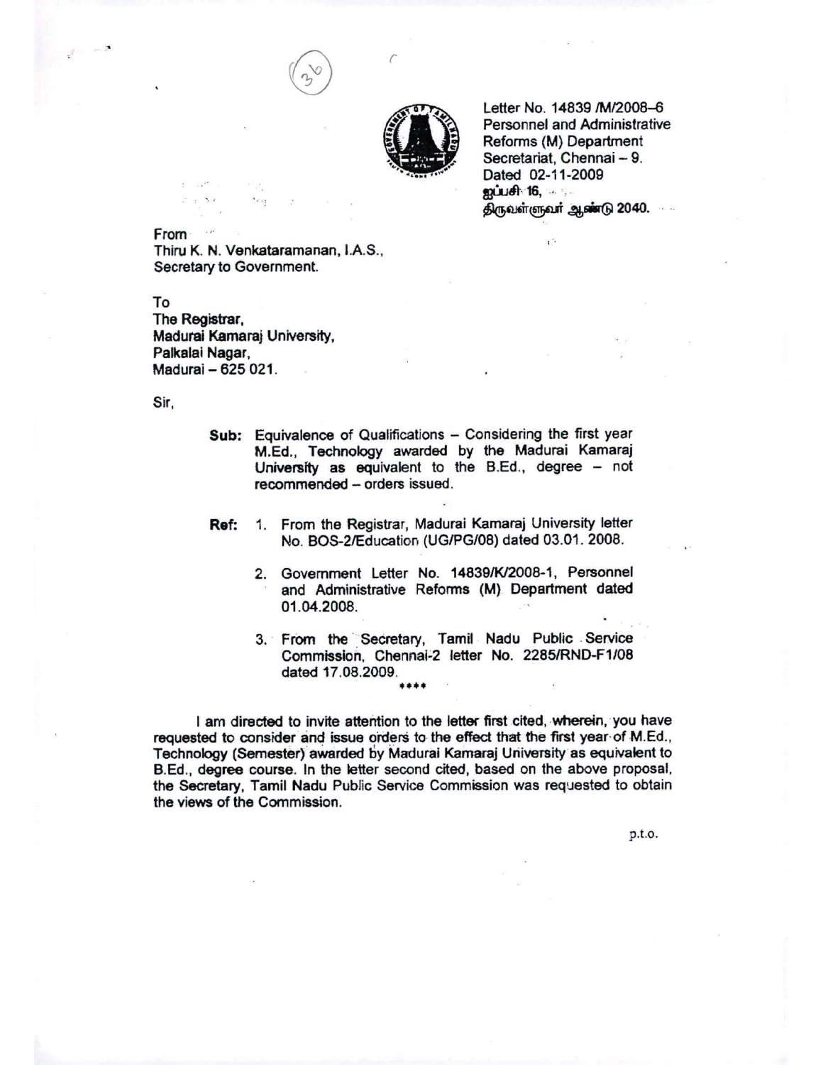Letter No. 14839 /M/2008–6
Personnel and Administrative
Reforms (M) Department
Secretariat, Chennai – 9.
Dated 02-11-2009
ஐப்பசி 16,
திருவள்ளுவர் ஆண்டு 2040.

From
Thiru K. N. Venkataramanan, I.A.S.,
Secretary to Government.

To
The Registrar,
Madurai Kamaraj University,
Palkalai Nagar,
Madurai – 625 021.

Sir,

**Sub:** Equivalence of Qualifications – Considering the first year M.Ed., Technology awarded by the Madurai Kamaraj University as equivalent to the B.Ed., degree – not recommended – orders issued.

**Ref:**
1. From the Registrar, Madurai Kamaraj University letter No. BOS-2/Education (UG/PG/08) dated 03.01. 2008.
2. Government Letter No. 14839/K/2008-1, Personnel and Administrative Reforms (M) Department dated 01.04.2008.
3. From the Secretary, Tamil Nadu Public Service Commission, Chennai-2 letter No. 2285/RND-F1/08 dated 17.08.2009.

****

I am directed to invite attention to the letter first cited, wherein, you have requested to consider and issue orders to the effect that the first year of M.Ed., Technology (Semester) awarded by Madurai Kamaraj University as equivalent to B.Ed., degree course. In the letter second cited, based on the above proposal, the Secretary, Tamil Nadu Public Service Commission was requested to obtain the views of the Commission.

p.t.o.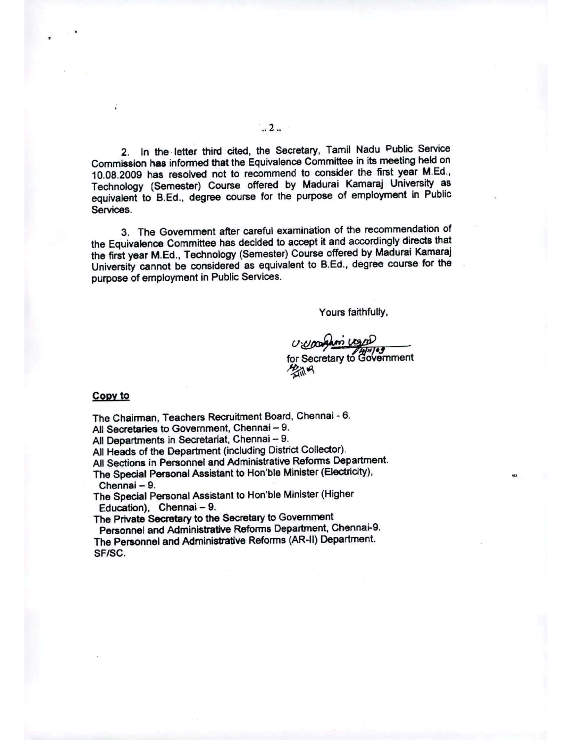2. In the letter third cited, the Secretary, Tamil Nadu Public Service Commission has informed that the Equivalence Committee in its meeting held on 10.08.2009 has resolved not to recommend to consider the first year M.Ed., Technology (Semester) Course offered by Madurai Kamaraj University as equivalent to B.Ed., degree course for the purpose of employment in Public Services.

3. The Government after careful examination of the recommendation of the Equivalence Committee has decided to accept it and accordingly directs that the first year M.Ed., Technology (Semester) Course offered by Madurai Kamaraj University cannot be considered as equivalent to B.Ed., degree course for the purpose of employment in Public Services.

Yours faithfully,

for Secretary to Government

**Copy to**

The Chairman, Teachers Recruitment Board, Chennai - 6.
All Secretaries to Government, Chennai – 9.
All Departments in Secretariat, Chennai – 9.
All Heads of the Department (including District Collector).
All Sections in Personnel and Administrative Reforms Department.
The Special Personal Assistant to Hon'ble Minister (Electricity), Chennai – 9.
The Special Personal Assistant to Hon'ble Minister (Higher Education), Chennai – 9.
The Private Secretary to the Secretary to Government Personnel and Administrative Reforms Department, Chennai-9.
The Personnel and Administrative Reforms (AR-II) Department.
SF/SC.